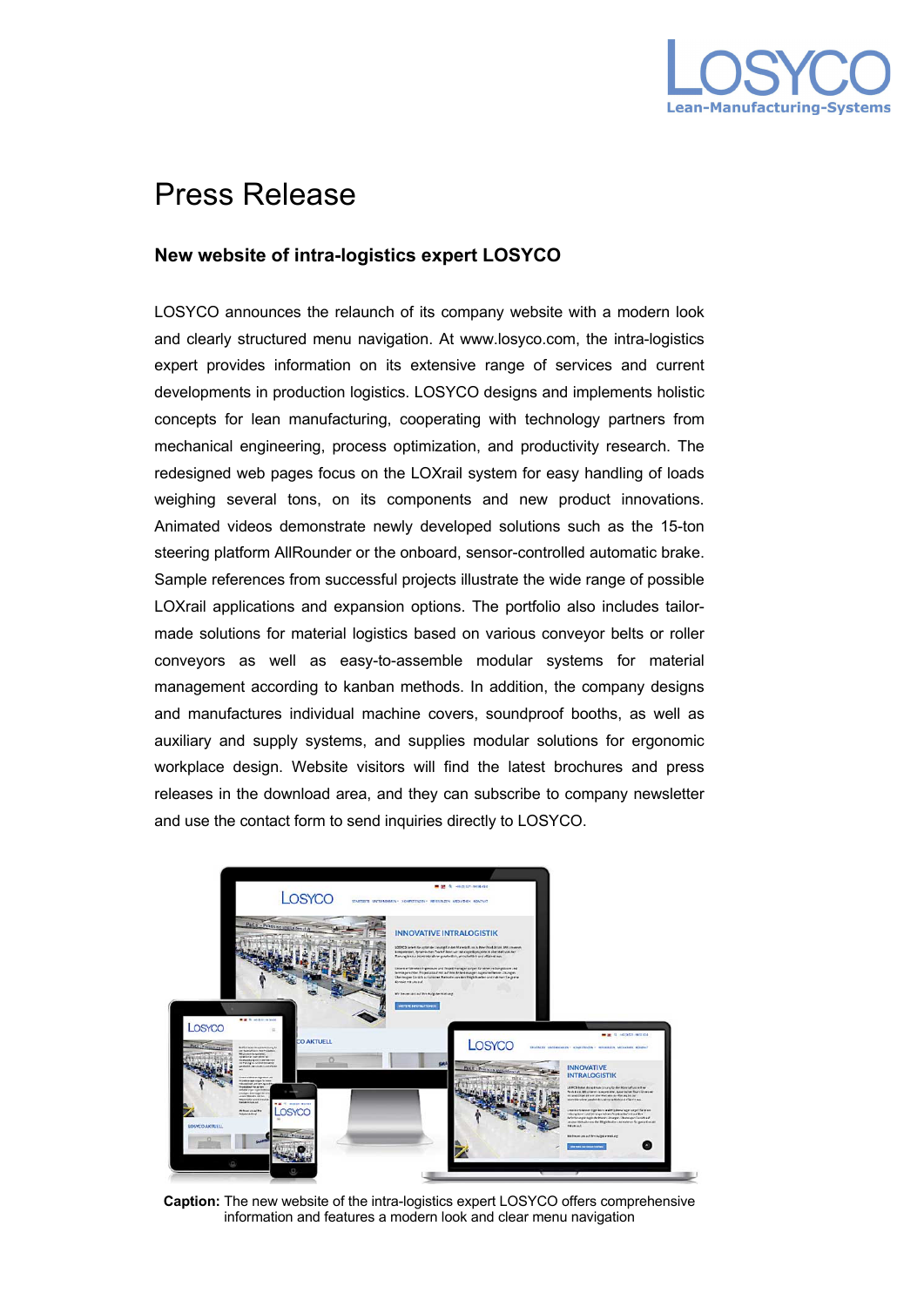LOSYCO

Lean-Manufacturing-Systems

# Press Release

## New website of intra-logistics expert LOSYCO

LOSYCO announces the relaunch of its company website with a modern look and clearly structured menu navigation. At www.losyco.com, the intra-logistics expert provides information on its extensive range of services and current developments in production logistics. LOSYCO designs and implements holistic concepts for lean manufacturing, cooperating with technology partners from mechanical engineering, process optimization, and productivity research. The redesigned web pages focus on the LOXrail system for easy handling of loads weighing several tons, on its components and new product innovations. Animated videos demonstrate newly developed solutions such as the 15-ton steering platform AllRounder or the onboard, sensor-controlled automatic brake. Sample references from successful projects illustrate the wide range of possible LOXrail applications and expansion options. The portfolio also includes tailor-made solutions for material logistics based on various conveyor belts or roller conveyors as well as easy-to-assemble modular systems for material management according to kanban methods. In addition, the company designs and manufactures individual machine covers, soundproof booths, as well as auxiliary and supply systems, and supplies modular solutions for ergonomic workplace design. Website visitors will find the latest brochures and press releases in the download area, and they can subscribe to company newsletter and use the contact form to send inquiries directly to LOSYCO.

**Caption:** The new website of the intra-logistics expert LOSYCO offers comprehensive information and features a modern look and clear menu navigation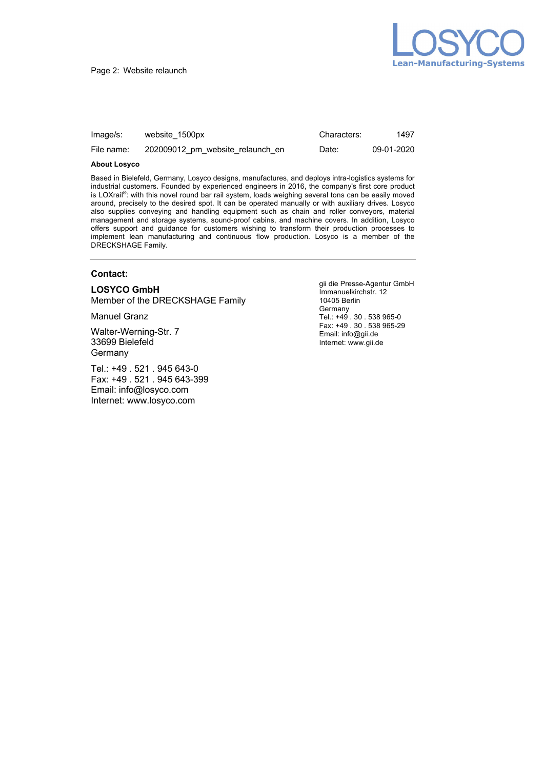| | | | |
|---|---|---|---|
| Image/s: | website_1500px | Characters: | 1497 |
| File name: | 202009012_pm_website_relaunch_en | Date: | 09-01-2020 |

**About Losyco**

Based in Bielefeld, Germany, Losyco designs, manufactures, and deploys intra-logistics systems for industrial customers. Founded by experienced engineers in 2016, the company's first core product is LOXrail®: with this novel round bar rail system, loads weighing several tons can be easily moved around, precisely to the desired spot. It can be operated manually or with auxiliary drives. Losyco also supplies conveying and handling equipment such as chain and roller conveyors, material management and storage systems, sound-proof cabins, and machine covers. In addition, Losyco offers support and guidance for customers wishing to transform their production processes to implement lean manufacturing and continuous flow production. Losyco is a member of the DRECKSHAGE Family.

---

**Contact:**

**LOSYCO GmbH**
Member of the DRECKSHAGE Family

Manuel Granz

Walter-Werning-Str. 7
33699 Bielefeld
Germany

Tel.: +49 . 521 . 945 643-0
Fax: +49 . 521 . 945 643-399
Email: info@losyco.com
Internet: www.losyco.com

gii die Presse-Agentur GmbH
Immanuelkirchstr. 12
10405 Berlin
Germany
Tel.: +49 . 30 . 538 965-0
Fax: +49 . 30 . 538 965-29
Email: info@gii.de
Internet: www.gii.de